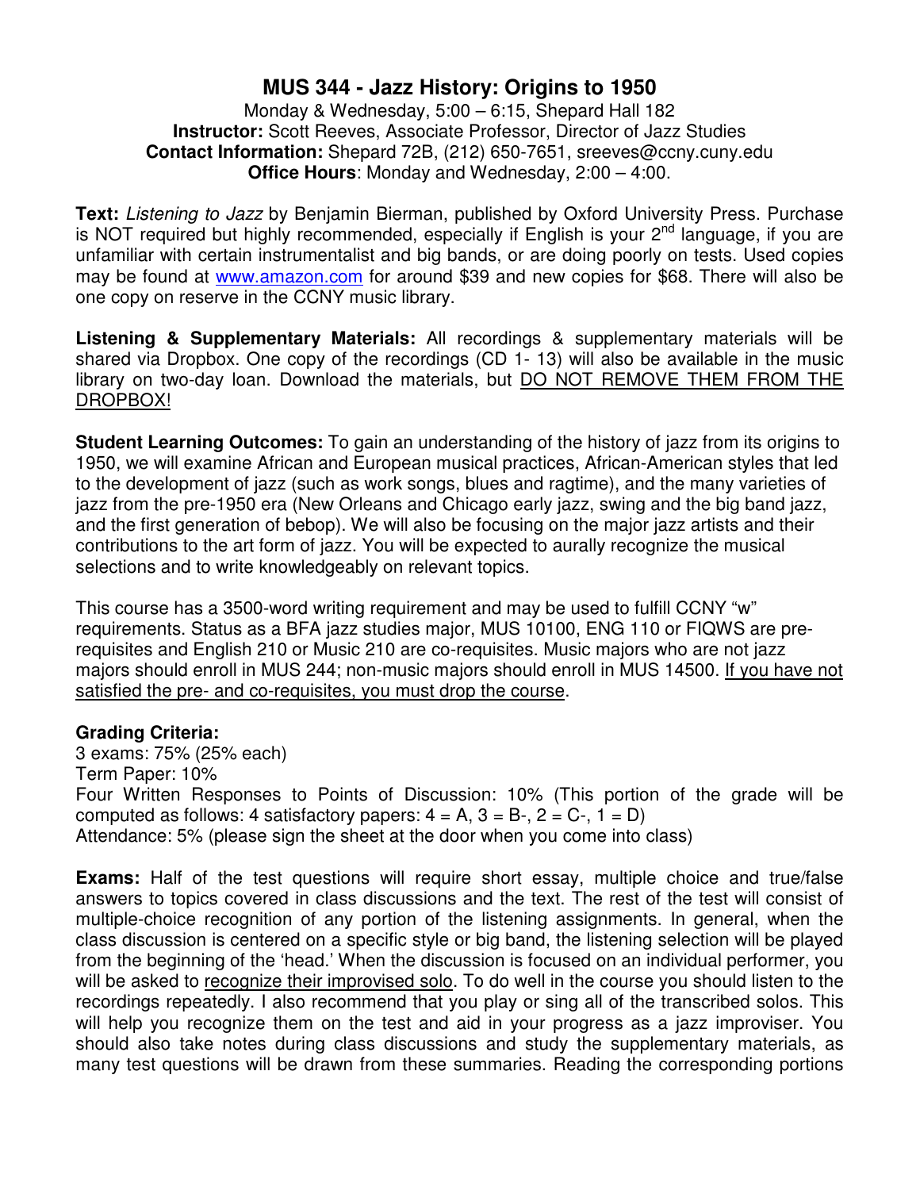# MUS 344 - Jazz History: Origins to 1950

Monday & Wednesday, 5:00 – 6:15, Shepard Hall 182
**Instructor:** Scott Reeves, Associate Professor, Director of Jazz Studies
**Contact Information:** Shepard 72B, (212) 650-7651, sreeves@ccny.cuny.edu
**Office Hours**: Monday and Wednesday, 2:00 – 4:00.

**Text:** *Listening to Jazz* by Benjamin Bierman, published by Oxford University Press. Purchase is NOT required but highly recommended, especially if English is your 2nd language, if you are unfamiliar with certain instrumentalist and big bands, or are doing poorly on tests. Used copies may be found at www.amazon.com for around $39 and new copies for $68. There will also be one copy on reserve in the CCNY music library.

**Listening & Supplementary Materials:** All recordings & supplementary materials will be shared via Dropbox. One copy of the recordings (CD 1- 13) will also be available in the music library on two-day loan. Download the materials, but <u>DO NOT REMOVE THEM FROM THE DROPBOX!</u>

**Student Learning Outcomes:** To gain an understanding of the history of jazz from its origins to 1950, we will examine African and European musical practices, African-American styles that led to the development of jazz (such as work songs, blues and ragtime), and the many varieties of jazz from the pre-1950 era (New Orleans and Chicago early jazz, swing and the big band jazz, and the first generation of bebop). We will also be focusing on the major jazz artists and their contributions to the art form of jazz. You will be expected to aurally recognize the musical selections and to write knowledgeably on relevant topics.

This course has a 3500-word writing requirement and may be used to fulfill CCNY "w" requirements. Status as a BFA jazz studies major, MUS 10100, ENG 110 or FIQWS are pre-requisites and English 210 or Music 210 are co-requisites. Music majors who are not jazz majors should enroll in MUS 244; non-music majors should enroll in MUS 14500. <u>If you have not satisfied the pre- and co-requisites, you must drop the course</u>.

**Grading Criteria:**
3 exams: 75% (25% each)
Term Paper: 10%
Four Written Responses to Points of Discussion: 10% (This portion of the grade will be computed as follows: 4 satisfactory papers: 4 = A, 3 = B-, 2 = C-, 1 = D)
Attendance: 5% (please sign the sheet at the door when you come into class)

**Exams:** Half of the test questions will require short essay, multiple choice and true/false answers to topics covered in class discussions and the text. The rest of the test will consist of multiple-choice recognition of any portion of the listening assignments. In general, when the class discussion is centered on a specific style or big band, the listening selection will be played from the beginning of the 'head.' When the discussion is focused on an individual performer, you will be asked to <u>recognize their improvised solo</u>. To do well in the course you should listen to the recordings repeatedly. I also recommend that you play or sing all of the transcribed solos. This will help you recognize them on the test and aid in your progress as a jazz improviser. You should also take notes during class discussions and study the supplementary materials, as many test questions will be drawn from these summaries. Reading the corresponding portions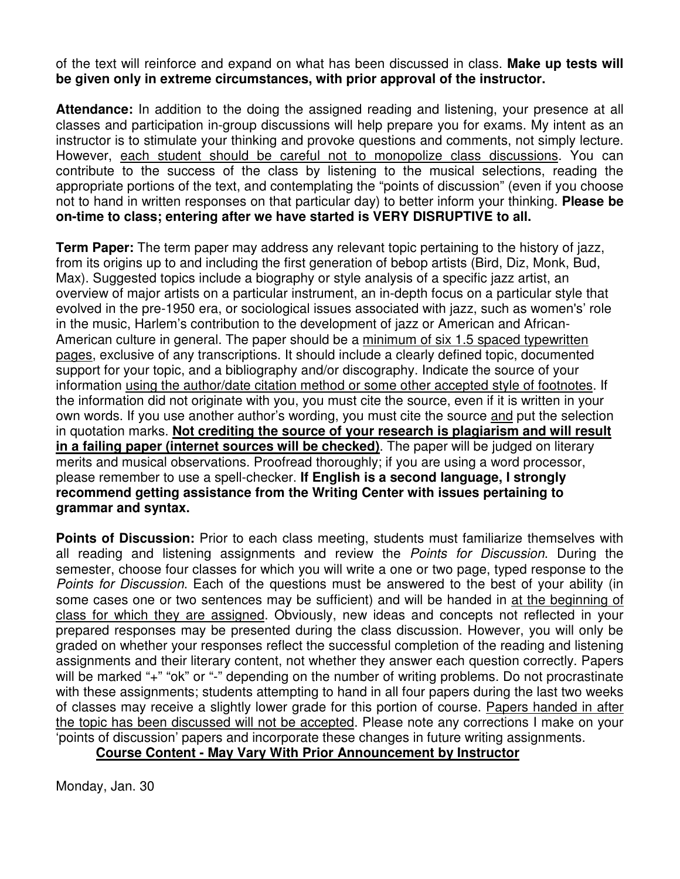of the text will reinforce and expand on what has been discussed in class. **Make up tests will be given only in extreme circumstances, with prior approval of the instructor.**

**Attendance:** In addition to the doing the assigned reading and listening, your presence at all classes and participation in-group discussions will help prepare you for exams. My intent as an instructor is to stimulate your thinking and provoke questions and comments, not simply lecture. However, <u>each student should be careful not to monopolize class discussions</u>. You can contribute to the success of the class by listening to the musical selections, reading the appropriate portions of the text, and contemplating the "points of discussion" (even if you choose not to hand in written responses on that particular day) to better inform your thinking. **Please be on-time to class; entering after we have started is VERY DISRUPTIVE to all.**

**Term Paper:** The term paper may address any relevant topic pertaining to the history of jazz, from its origins up to and including the first generation of bebop artists (Bird, Diz, Monk, Bud, Max). Suggested topics include a biography or style analysis of a specific jazz artist, an overview of major artists on a particular instrument, an in-depth focus on a particular style that evolved in the pre-1950 era, or sociological issues associated with jazz, such as women's' role in the music, Harlem's contribution to the development of jazz or American and African-American culture in general. The paper should be a <u>minimum of six 1.5 spaced typewritten pages</u>, exclusive of any transcriptions. It should include a clearly defined topic, documented support for your topic, and a bibliography and/or discography. Indicate the source of your information <u>using the author/date citation method or some other accepted style of footnotes</u>. If the information did not originate with you, you must cite the source, even if it is written in your own words. If you use another author's wording, you must cite the source <u>and</u> put the selection in quotation marks. <u>**Not crediting the source of your research is plagiarism and will result in a failing paper (internet sources will be checked)**</u>. The paper will be judged on literary merits and musical observations. Proofread thoroughly; if you are using a word processor, please remember to use a spell-checker. **If English is a second language, I strongly recommend getting assistance from the Writing Center with issues pertaining to grammar and syntax.**

**Points of Discussion:** Prior to each class meeting, students must familiarize themselves with all reading and listening assignments and review the *Points for Discussion*. During the semester, choose four classes for which you will write a one or two page, typed response to the *Points for Discussion*. Each of the questions must be answered to the best of your ability (in some cases one or two sentences may be sufficient) and will be handed in <u>at the beginning of class for which they are assigned</u>. Obviously, new ideas and concepts not reflected in your prepared responses may be presented during the class discussion. However, you will only be graded on whether your responses reflect the successful completion of the reading and listening assignments and their literary content, not whether they answer each question correctly. Papers will be marked "+" "ok" or "-" depending on the number of writing problems. Do not procrastinate with these assignments; students attempting to hand in all four papers during the last two weeks of classes may receive a slightly lower grade for this portion of course. <u>Papers handed in after the topic has been discussed will not be accepted</u>. Please note any corrections I make on your 'points of discussion' papers and incorporate these changes in future writing assignments.

<u>**Course Content - May Vary With Prior Announcement by Instructor**</u>

Monday, Jan. 30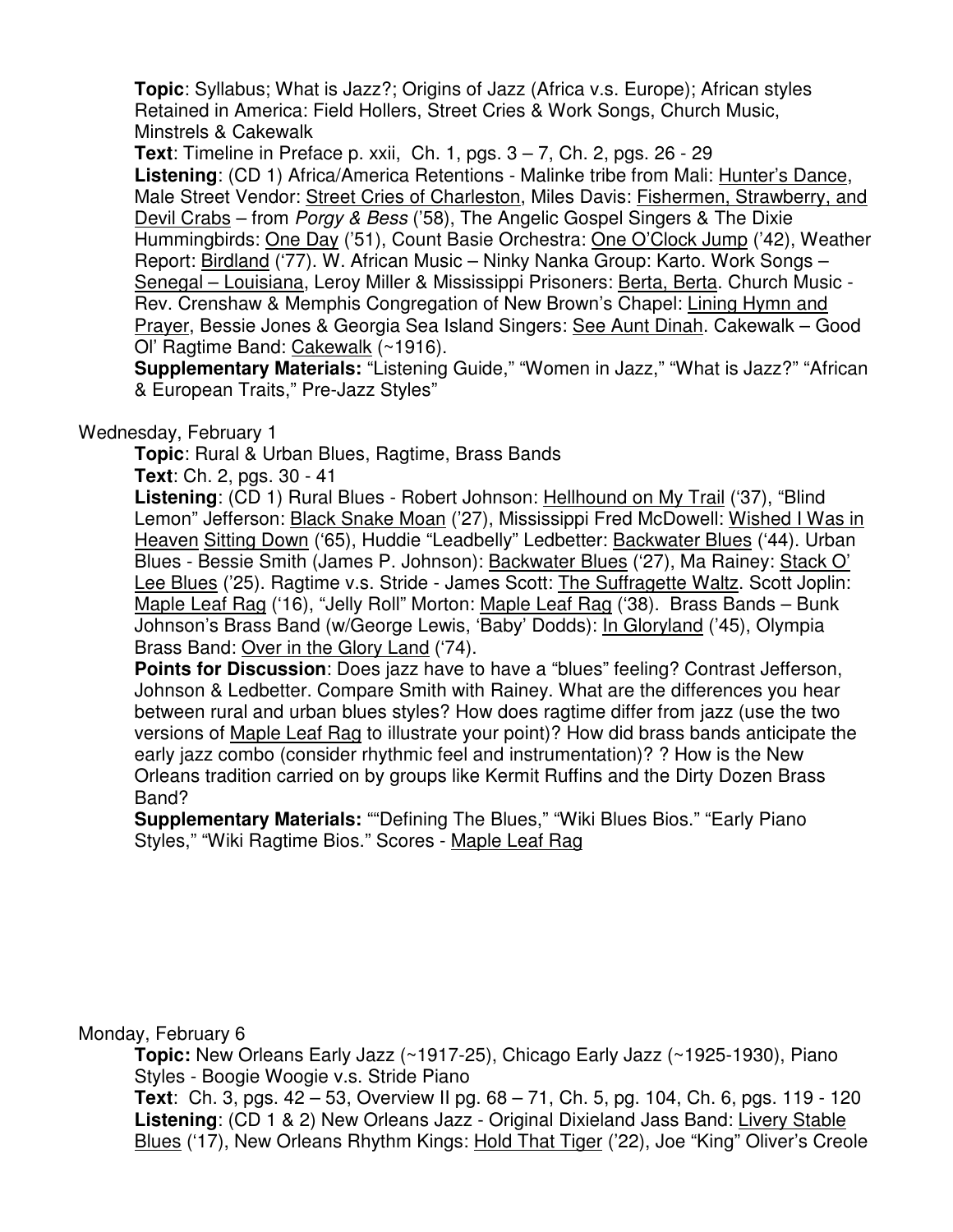**Topic**: Syllabus; What is Jazz?; Origins of Jazz (Africa v.s. Europe); African styles Retained in America: Field Hollers, Street Cries & Work Songs, Church Music, Minstrels & Cakewalk

**Text**: Timeline in Preface p. xxii, Ch. 1, pgs. 3 – 7, Ch. 2, pgs. 26 - 29

**Listening**: (CD 1) Africa/America Retentions - Malinke tribe from Mali: Hunter's Dance, Male Street Vendor: Street Cries of Charleston, Miles Davis: Fishermen, Strawberry, and Devil Crabs – from *Porgy & Bess* ('58), The Angelic Gospel Singers & The Dixie Hummingbirds: One Day ('51), Count Basie Orchestra: One O'Clock Jump ('42), Weather Report: Birdland ('77). W. African Music – Ninky Nanka Group: Karto. Work Songs – Senegal – Louisiana, Leroy Miller & Mississippi Prisoners: Berta, Berta. Church Music - Rev. Crenshaw & Memphis Congregation of New Brown's Chapel: Lining Hymn and Prayer, Bessie Jones & Georgia Sea Island Singers: See Aunt Dinah. Cakewalk – Good Ol' Ragtime Band: Cakewalk (~1916).

**Supplementary Materials:** "Listening Guide," "Women in Jazz," "What is Jazz?" "African & European Traits," Pre-Jazz Styles"

Wednesday, February 1

**Topic**: Rural & Urban Blues, Ragtime, Brass Bands

**Text**: Ch. 2, pgs. 30 - 41

**Listening**: (CD 1) Rural Blues - Robert Johnson: Hellhound on My Trail ('37), "Blind Lemon" Jefferson: Black Snake Moan ('27), Mississippi Fred McDowell: Wished I Was in Heaven Sitting Down ('65), Huddie "Leadbelly" Ledbetter: Backwater Blues ('44). Urban Blues - Bessie Smith (James P. Johnson): Backwater Blues ('27), Ma Rainey: Stack O' Lee Blues ('25). Ragtime v.s. Stride - James Scott: The Suffragette Waltz. Scott Joplin: Maple Leaf Rag ('16), "Jelly Roll" Morton: Maple Leaf Rag ('38). Brass Bands – Bunk Johnson's Brass Band (w/George Lewis, 'Baby' Dodds): In Gloryland ('45), Olympia Brass Band: Over in the Glory Land ('74).

**Points for Discussion**: Does jazz have to have a "blues" feeling? Contrast Jefferson, Johnson & Ledbetter. Compare Smith with Rainey. What are the differences you hear between rural and urban blues styles? How does ragtime differ from jazz (use the two versions of Maple Leaf Rag to illustrate your point)? How did brass bands anticipate the early jazz combo (consider rhythmic feel and instrumentation)? ? How is the New Orleans tradition carried on by groups like Kermit Ruffins and the Dirty Dozen Brass Band?

**Supplementary Materials:** ""Defining The Blues," "Wiki Blues Bios." "Early Piano Styles," "Wiki Ragtime Bios." Scores - Maple Leaf Rag

Monday, February 6

**Topic:** New Orleans Early Jazz (~1917-25), Chicago Early Jazz (~1925-1930), Piano Styles - Boogie Woogie v.s. Stride Piano

**Text**: Ch. 3, pgs. 42 – 53, Overview II pg. 68 – 71, Ch. 5, pg. 104, Ch. 6, pgs. 119 - 120

**Listening**: (CD 1 & 2) New Orleans Jazz - Original Dixieland Jass Band: Livery Stable Blues ('17), New Orleans Rhythm Kings: Hold That Tiger ('22), Joe "King" Oliver's Creole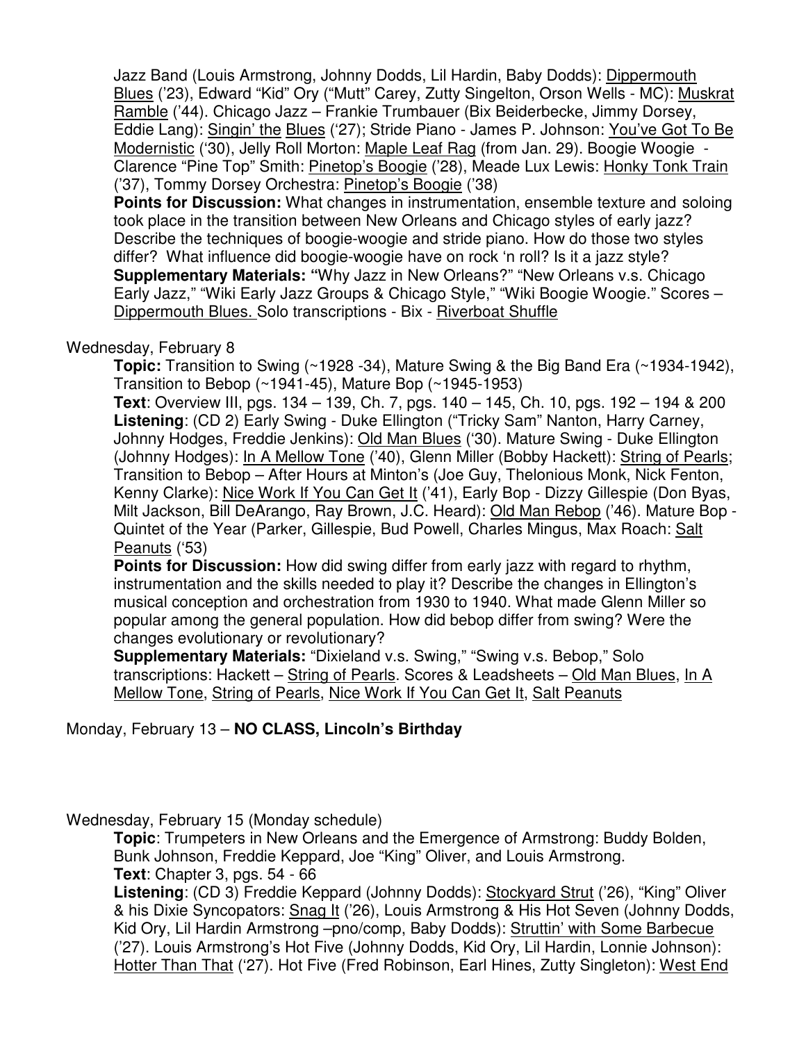Jazz Band (Louis Armstrong, Johnny Dodds, Lil Hardin, Baby Dodds): Dippermouth Blues ('23), Edward "Kid" Ory ("Mutt" Carey, Zutty Singelton, Orson Wells - MC): Muskrat Ramble ('44). Chicago Jazz – Frankie Trumbauer (Bix Beiderbecke, Jimmy Dorsey, Eddie Lang): Singin' the Blues ('27); Stride Piano - James P. Johnson: You've Got To Be Modernistic ('30), Jelly Roll Morton: Maple Leaf Rag (from Jan. 29). Boogie Woogie - Clarence "Pine Top" Smith: Pinetop's Boogie ('28), Meade Lux Lewis: Honky Tonk Train ('37), Tommy Dorsey Orchestra: Pinetop's Boogie ('38)

**Points for Discussion:** What changes in instrumentation, ensemble texture and soloing took place in the transition between New Orleans and Chicago styles of early jazz? Describe the techniques of boogie-woogie and stride piano. How do those two styles differ? What influence did boogie-woogie have on rock 'n roll? Is it a jazz style?

**Supplementary Materials:** "Why Jazz in New Orleans?" "New Orleans v.s. Chicago Early Jazz," "Wiki Early Jazz Groups & Chicago Style," "Wiki Boogie Woogie." Scores – Dippermouth Blues. Solo transcriptions - Bix - Riverboat Shuffle

Wednesday, February 8

**Topic:** Transition to Swing (~1928 -34), Mature Swing & the Big Band Era (~1934-1942), Transition to Bebop (~1941-45), Mature Bop (~1945-1953)

**Text**: Overview III, pgs. 134 – 139, Ch. 7, pgs. 140 – 145, Ch. 10, pgs. 192 – 194 & 200

**Listening**: (CD 2) Early Swing - Duke Ellington ("Tricky Sam" Nanton, Harry Carney, Johnny Hodges, Freddie Jenkins): Old Man Blues ('30). Mature Swing - Duke Ellington (Johnny Hodges): In A Mellow Tone ('40), Glenn Miller (Bobby Hackett): String of Pearls; Transition to Bebop – After Hours at Minton's (Joe Guy, Thelonious Monk, Nick Fenton, Kenny Clarke): Nice Work If You Can Get It ('41), Early Bop - Dizzy Gillespie (Don Byas, Milt Jackson, Bill DeArango, Ray Brown, J.C. Heard): Old Man Rebop ('46). Mature Bop - Quintet of the Year (Parker, Gillespie, Bud Powell, Charles Mingus, Max Roach: Salt Peanuts ('53)

**Points for Discussion:** How did swing differ from early jazz with regard to rhythm, instrumentation and the skills needed to play it? Describe the changes in Ellington's musical conception and orchestration from 1930 to 1940. What made Glenn Miller so popular among the general population. How did bebop differ from swing? Were the changes evolutionary or revolutionary?

**Supplementary Materials:** "Dixieland v.s. Swing," "Swing v.s. Bebop," Solo transcriptions: Hackett – String of Pearls. Scores & Leadsheets – Old Man Blues, In A Mellow Tone, String of Pearls, Nice Work If You Can Get It, Salt Peanuts

Monday, February 13 – **NO CLASS, Lincoln's Birthday**

Wednesday, February 15 (Monday schedule)

**Topic**: Trumpeters in New Orleans and the Emergence of Armstrong: Buddy Bolden, Bunk Johnson, Freddie Keppard, Joe "King" Oliver, and Louis Armstrong.

**Text**: Chapter 3, pgs. 54 - 66

**Listening**: (CD 3) Freddie Keppard (Johnny Dodds): Stockyard Strut ('26), "King" Oliver & his Dixie Syncopators: Snag It ('26), Louis Armstrong & His Hot Seven (Johnny Dodds, Kid Ory, Lil Hardin Armstrong –pno/comp, Baby Dodds): Struttin' with Some Barbecue ('27). Louis Armstrong's Hot Five (Johnny Dodds, Kid Ory, Lil Hardin, Lonnie Johnson): Hotter Than That ('27). Hot Five (Fred Robinson, Earl Hines, Zutty Singleton): West End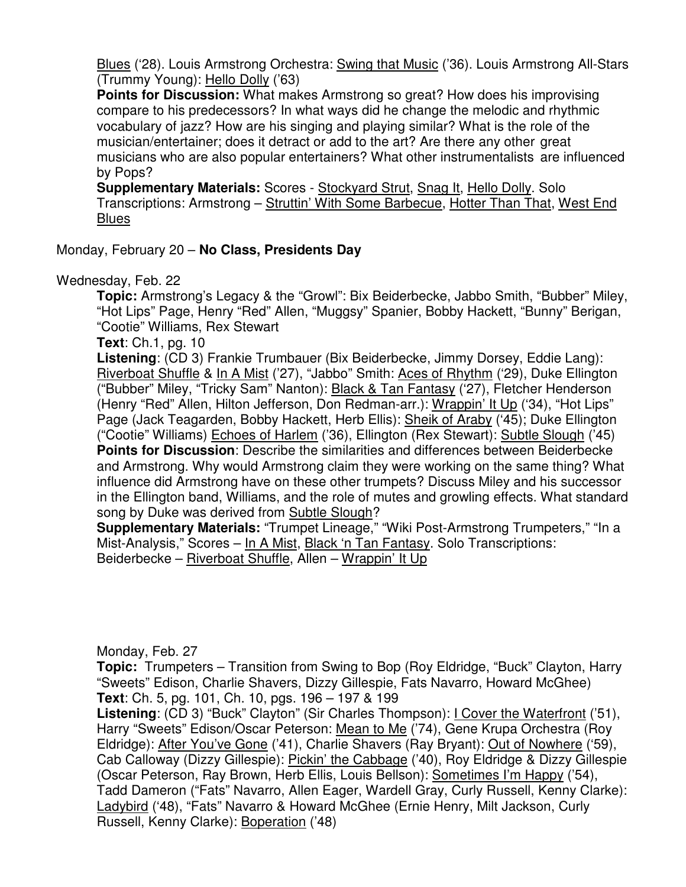Blues ('28). Louis Armstrong Orchestra: Swing that Music ('36). Louis Armstrong All-Stars (Trummy Young): Hello Dolly ('63)

**Points for Discussion:** What makes Armstrong so great? How does his improvising compare to his predecessors? In what ways did he change the melodic and rhythmic vocabulary of jazz? How are his singing and playing similar? What is the role of the musician/entertainer; does it detract or add to the art? Are there any other great musicians who are also popular entertainers? What other instrumentalists are influenced by Pops?

**Supplementary Materials:** Scores - Stockyard Strut, Snag It, Hello Dolly. Solo Transcriptions: Armstrong – Struttin' With Some Barbecue, Hotter Than That, West End Blues

Monday, February 20 – **No Class, Presidents Day**

Wednesday, Feb. 22

**Topic:** Armstrong's Legacy & the "Growl": Bix Beiderbecke, Jabbo Smith, "Bubber" Miley, "Hot Lips" Page, Henry "Red" Allen, "Muggsy" Spanier, Bobby Hackett, "Bunny" Berigan, "Cootie" Williams, Rex Stewart

**Text**: Ch.1, pg. 10

**Listening**: (CD 3) Frankie Trumbauer (Bix Beiderbecke, Jimmy Dorsey, Eddie Lang): Riverboat Shuffle & In A Mist ('27), "Jabbo" Smith: Aces of Rhythm ('29), Duke Ellington ("Bubber" Miley, "Tricky Sam" Nanton): Black & Tan Fantasy ('27), Fletcher Henderson (Henry "Red" Allen, Hilton Jefferson, Don Redman-arr.): Wrappin' It Up ('34), "Hot Lips" Page (Jack Teagarden, Bobby Hackett, Herb Ellis): Sheik of Araby ('45); Duke Ellington ("Cootie" Williams) Echoes of Harlem ('36), Ellington (Rex Stewart): Subtle Slough ('45)

**Points for Discussion**: Describe the similarities and differences between Beiderbecke and Armstrong. Why would Armstrong claim they were working on the same thing? What influence did Armstrong have on these other trumpets? Discuss Miley and his successor in the Ellington band, Williams, and the role of mutes and growling effects. What standard song by Duke was derived from Subtle Slough?

**Supplementary Materials:** "Trumpet Lineage," "Wiki Post-Armstrong Trumpeters," "In a Mist-Analysis," Scores – In A Mist, Black 'n Tan Fantasy. Solo Transcriptions: Beiderbecke – Riverboat Shuffle, Allen – Wrappin' It Up

Monday, Feb. 27

**Topic:** Trumpeters – Transition from Swing to Bop (Roy Eldridge, "Buck" Clayton, Harry "Sweets" Edison, Charlie Shavers, Dizzy Gillespie, Fats Navarro, Howard McGhee)

**Text**: Ch. 5, pg. 101, Ch. 10, pgs. 196 – 197 & 199

**Listening**: (CD 3) "Buck" Clayton" (Sir Charles Thompson): I Cover the Waterfront ('51), Harry "Sweets" Edison/Oscar Peterson: Mean to Me ('74), Gene Krupa Orchestra (Roy Eldridge): After You've Gone ('41), Charlie Shavers (Ray Bryant): Out of Nowhere ('59), Cab Calloway (Dizzy Gillespie): Pickin' the Cabbage ('40), Roy Eldridge & Dizzy Gillespie (Oscar Peterson, Ray Brown, Herb Ellis, Louis Bellson): Sometimes I'm Happy ('54), Tadd Dameron ("Fats" Navarro, Allen Eager, Wardell Gray, Curly Russell, Kenny Clarke): Ladybird ('48), "Fats" Navarro & Howard McGhee (Ernie Henry, Milt Jackson, Curly Russell, Kenny Clarke): Boperation ('48)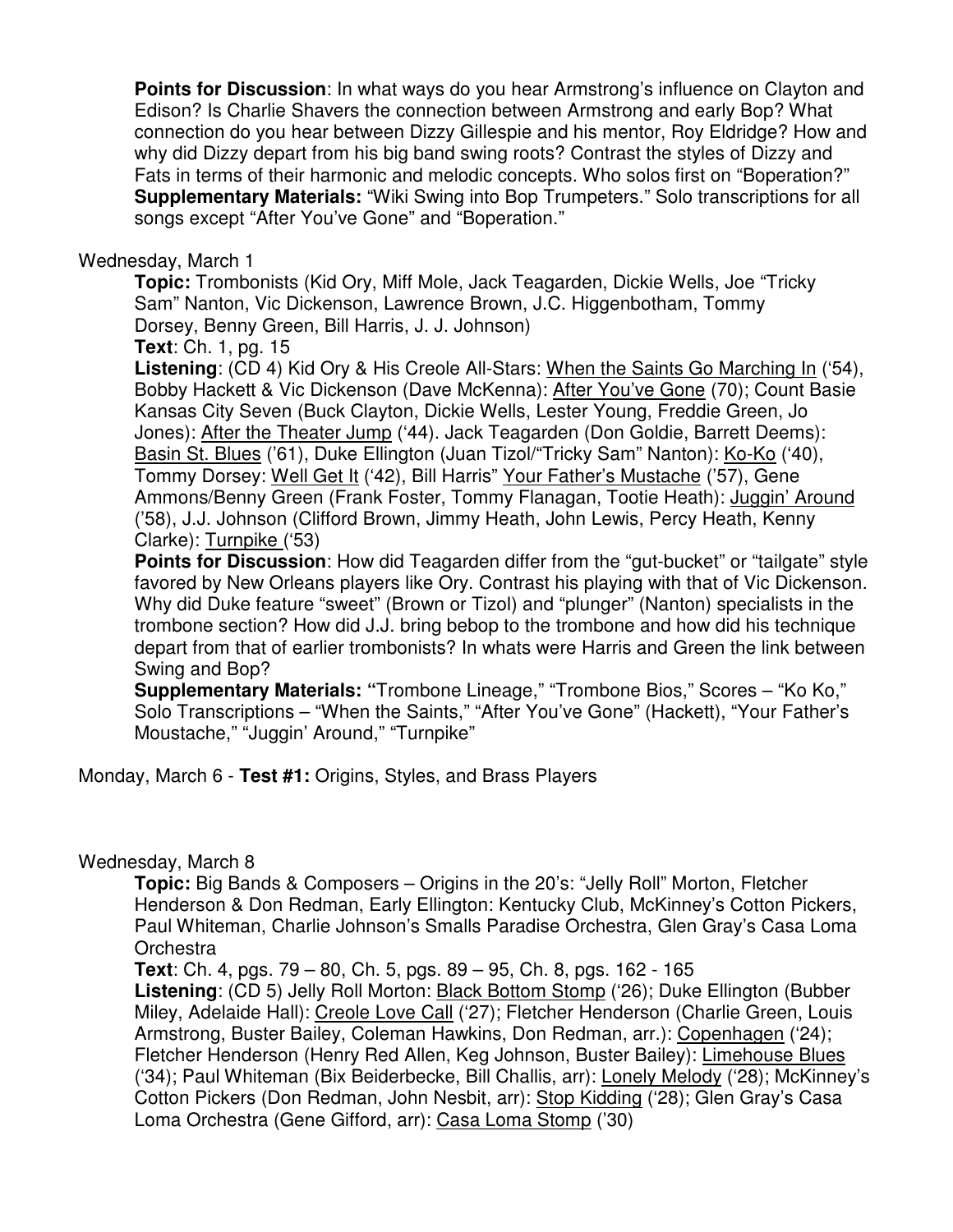**Points for Discussion**: In what ways do you hear Armstrong's influence on Clayton and Edison? Is Charlie Shavers the connection between Armstrong and early Bop? What connection do you hear between Dizzy Gillespie and his mentor, Roy Eldridge? How and why did Dizzy depart from his big band swing roots? Contrast the styles of Dizzy and Fats in terms of their harmonic and melodic concepts. Who solos first on "Boperation?"
**Supplementary Materials:** "Wiki Swing into Bop Trumpeters." Solo transcriptions for all songs except "After You've Gone" and "Boperation."

Wednesday, March 1

**Topic:** Trombonists (Kid Ory, Miff Mole, Jack Teagarden, Dickie Wells, Joe "Tricky Sam" Nanton, Vic Dickenson, Lawrence Brown, J.C. Higgenbotham, Tommy Dorsey, Benny Green, Bill Harris, J. J. Johnson)
**Text**: Ch. 1, pg. 15
**Listening**: (CD 4) Kid Ory & His Creole All-Stars: <u>When the Saints Go Marching In</u> ('54), Bobby Hackett & Vic Dickenson (Dave McKenna): <u>After You've Gone</u> (70); Count Basie Kansas City Seven (Buck Clayton, Dickie Wells, Lester Young, Freddie Green, Jo Jones): <u>After the Theater Jump</u> ('44). Jack Teagarden (Don Goldie, Barrett Deems): <u>Basin St. Blues</u> ('61), Duke Ellington (Juan Tizol/"Tricky Sam" Nanton): <u>Ko-Ko</u> ('40), Tommy Dorsey: <u>Well Get It</u> ('42), Bill Harris" <u>Your Father's Mustache</u> ('57), Gene Ammons/Benny Green (Frank Foster, Tommy Flanagan, Tootie Heath): <u>Juggin' Around</u> ('58), J.J. Johnson (Clifford Brown, Jimmy Heath, John Lewis, Percy Heath, Kenny Clarke): <u>Turnpike</u> ('53)
**Points for Discussion**: How did Teagarden differ from the "gut-bucket" or "tailgate" style favored by New Orleans players like Ory. Contrast his playing with that of Vic Dickenson. Why did Duke feature "sweet" (Brown or Tizol) and "plunger" (Nanton) specialists in the trombone section? How did J.J. bring bebop to the trombone and how did his technique depart from that of earlier trombonists? In whats were Harris and Green the link between Swing and Bop?
**Supplementary Materials: "**Trombone Lineage," "Trombone Bios," Scores – "Ko Ko," Solo Transcriptions – "When the Saints," "After You've Gone" (Hackett), "Your Father's Moustache," "Juggin' Around," "Turnpike"

Monday, March 6 - **Test #1:** Origins, Styles, and Brass Players

Wednesday, March 8

**Topic:** Big Bands & Composers – Origins in the 20's: "Jelly Roll" Morton, Fletcher Henderson & Don Redman, Early Ellington: Kentucky Club, McKinney's Cotton Pickers, Paul Whiteman, Charlie Johnson's Smalls Paradise Orchestra, Glen Gray's Casa Loma Orchestra
**Text**: Ch. 4, pgs. 79 – 80, Ch. 5, pgs. 89 – 95, Ch. 8, pgs. 162 - 165
**Listening**: (CD 5) Jelly Roll Morton: <u>Black Bottom Stomp</u> ('26); Duke Ellington (Bubber Miley, Adelaide Hall): <u>Creole Love Call</u> ('27); Fletcher Henderson (Charlie Green, Louis Armstrong, Buster Bailey, Coleman Hawkins, Don Redman, arr.): <u>Copenhagen</u> ('24); Fletcher Henderson (Henry Red Allen, Keg Johnson, Buster Bailey): <u>Limehouse Blues</u> ('34); Paul Whiteman (Bix Beiderbecke, Bill Challis, arr): <u>Lonely Melody</u> ('28); McKinney's Cotton Pickers (Don Redman, John Nesbit, arr): <u>Stop Kidding</u> ('28); Glen Gray's Casa Loma Orchestra (Gene Gifford, arr): <u>Casa Loma Stomp</u> ('30)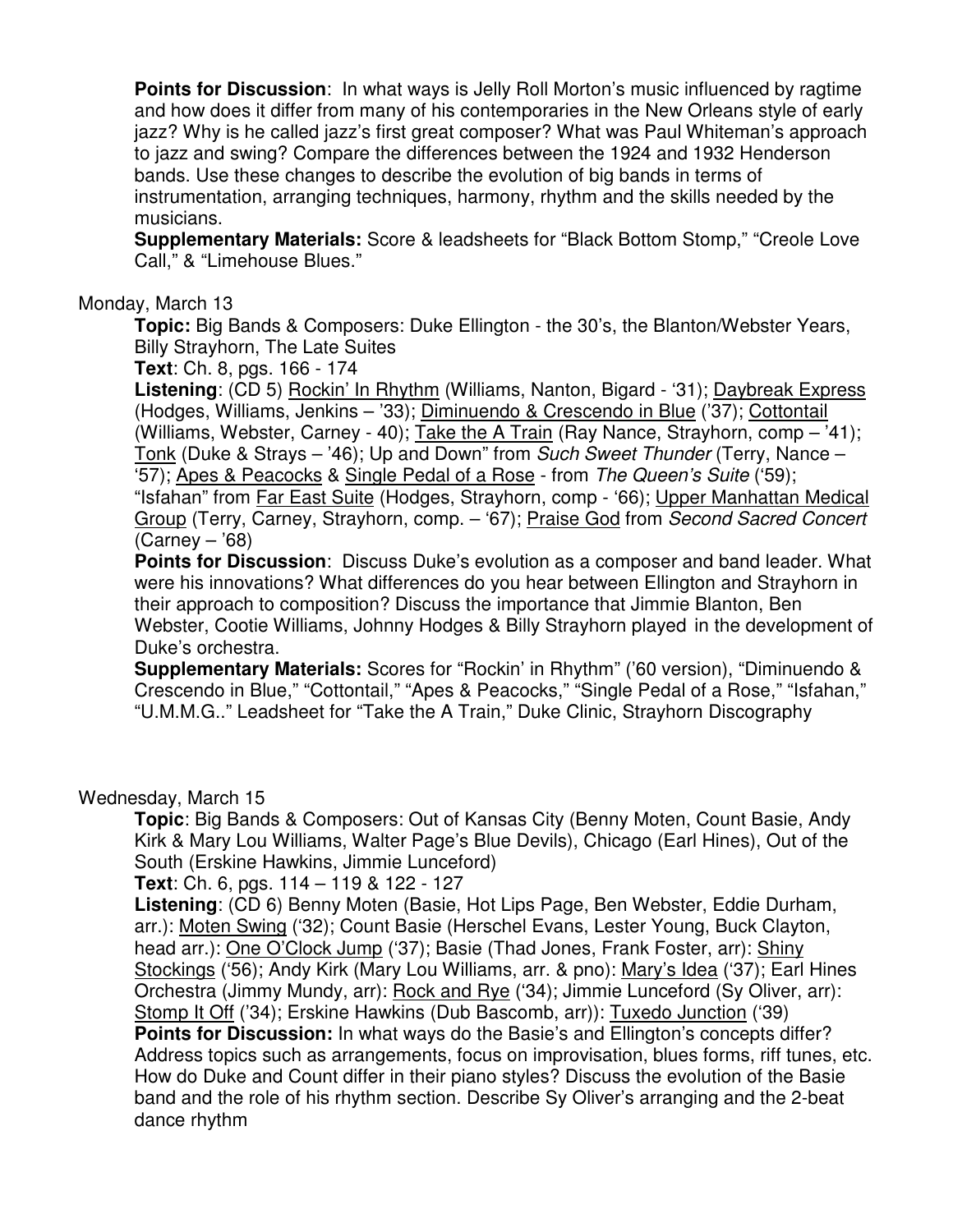**Points for Discussion**: In what ways is Jelly Roll Morton's music influenced by ragtime and how does it differ from many of his contemporaries in the New Orleans style of early jazz? Why is he called jazz's first great composer? What was Paul Whiteman's approach to jazz and swing? Compare the differences between the 1924 and 1932 Henderson bands. Use these changes to describe the evolution of big bands in terms of instrumentation, arranging techniques, harmony, rhythm and the skills needed by the musicians.

**Supplementary Materials:** Score & leadsheets for "Black Bottom Stomp," "Creole Love Call," & "Limehouse Blues."

Monday, March 13

**Topic:** Big Bands & Composers: Duke Ellington - the 30's, the Blanton/Webster Years, Billy Strayhorn, The Late Suites

**Text**: Ch. 8, pgs. 166 - 174

**Listening**: (CD 5) Rockin' In Rhythm (Williams, Nanton, Bigard - '31); Daybreak Express (Hodges, Williams, Jenkins – '33); Diminuendo & Crescendo in Blue ('37); Cottontail (Williams, Webster, Carney - 40); Take the A Train (Ray Nance, Strayhorn, comp – '41); Tonk (Duke & Strays – '46); Up and Down" from *Such Sweet Thunder* (Terry, Nance – '57); Apes & Peacocks & Single Pedal of a Rose - from *The Queen's Suite* ('59); "Isfahan" from Far East Suite (Hodges, Strayhorn, comp - '66); Upper Manhattan Medical Group (Terry, Carney, Strayhorn, comp. – '67); Praise God from *Second Sacred Concert* (Carney – '68)

**Points for Discussion**: Discuss Duke's evolution as a composer and band leader. What were his innovations? What differences do you hear between Ellington and Strayhorn in their approach to composition? Discuss the importance that Jimmie Blanton, Ben Webster, Cootie Williams, Johnny Hodges & Billy Strayhorn played in the development of Duke's orchestra.

**Supplementary Materials:** Scores for "Rockin' in Rhythm" ('60 version), "Diminuendo & Crescendo in Blue," "Cottontail," "Apes & Peacocks," "Single Pedal of a Rose," "Isfahan," "U.M.M.G.." Leadsheet for "Take the A Train," Duke Clinic, Strayhorn Discography

Wednesday, March 15

**Topic**: Big Bands & Composers: Out of Kansas City (Benny Moten, Count Basie, Andy Kirk & Mary Lou Williams, Walter Page's Blue Devils), Chicago (Earl Hines), Out of the South (Erskine Hawkins, Jimmie Lunceford)

**Text**: Ch. 6, pgs. 114 – 119 & 122 - 127

**Listening**: (CD 6) Benny Moten (Basie, Hot Lips Page, Ben Webster, Eddie Durham, arr.): Moten Swing ('32); Count Basie (Herschel Evans, Lester Young, Buck Clayton, head arr.): One O'Clock Jump ('37); Basie (Thad Jones, Frank Foster, arr): Shiny Stockings ('56); Andy Kirk (Mary Lou Williams, arr. & pno): Mary's Idea ('37); Earl Hines Orchestra (Jimmy Mundy, arr): Rock and Rye ('34); Jimmie Lunceford (Sy Oliver, arr): Stomp It Off ('34); Erskine Hawkins (Dub Bascomb, arr)): Tuxedo Junction ('39)

**Points for Discussion:** In what ways do the Basie's and Ellington's concepts differ? Address topics such as arrangements, focus on improvisation, blues forms, riff tunes, etc. How do Duke and Count differ in their piano styles? Discuss the evolution of the Basie band and the role of his rhythm section. Describe Sy Oliver's arranging and the 2-beat dance rhythm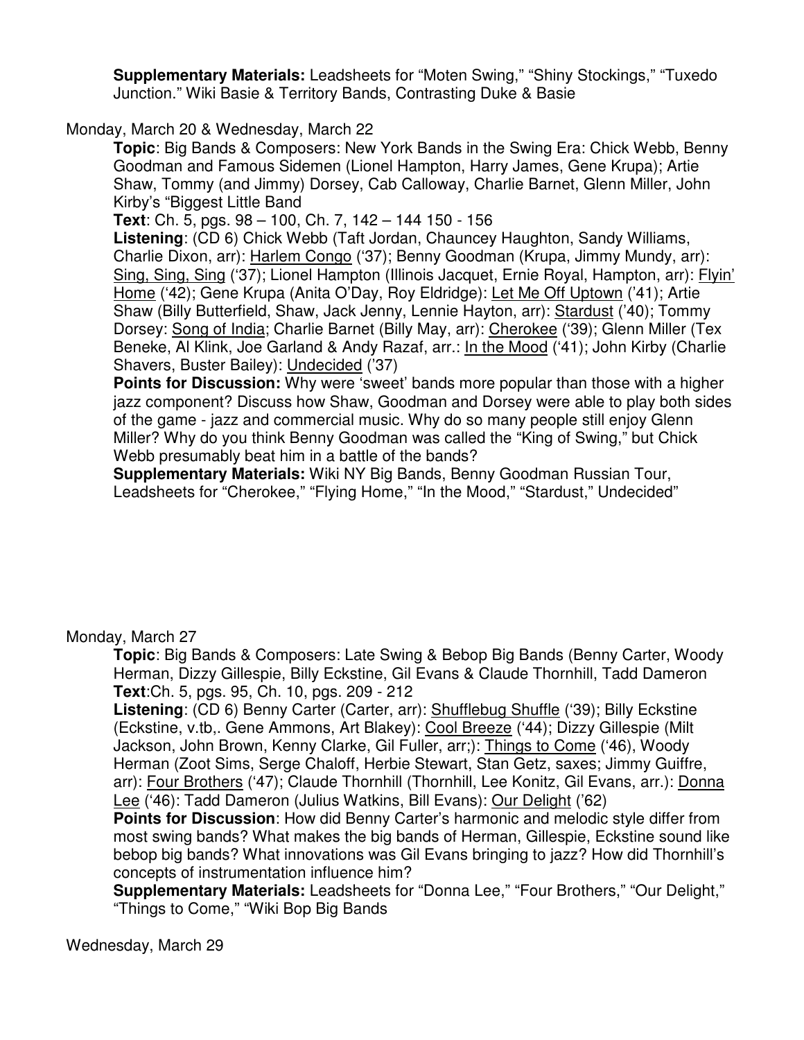**Supplementary Materials:** Leadsheets for "Moten Swing," "Shiny Stockings," "Tuxedo Junction." Wiki Basie & Territory Bands, Contrasting Duke & Basie

Monday, March 20 & Wednesday, March 22

**Topic**: Big Bands & Composers: New York Bands in the Swing Era: Chick Webb, Benny Goodman and Famous Sidemen (Lionel Hampton, Harry James, Gene Krupa); Artie Shaw, Tommy (and Jimmy) Dorsey, Cab Calloway, Charlie Barnet, Glenn Miller, John Kirby's "Biggest Little Band

**Text**: Ch. 5, pgs. 98 – 100, Ch. 7, 142 – 144 150 - 156

**Listening**: (CD 6) Chick Webb (Taft Jordan, Chauncey Haughton, Sandy Williams, Charlie Dixon, arr): Harlem Congo ('37); Benny Goodman (Krupa, Jimmy Mundy, arr): Sing, Sing, Sing ('37); Lionel Hampton (Illinois Jacquet, Ernie Royal, Hampton, arr): Flyin' Home ('42); Gene Krupa (Anita O'Day, Roy Eldridge): Let Me Off Uptown ('41); Artie Shaw (Billy Butterfield, Shaw, Jack Jenny, Lennie Hayton, arr): Stardust ('40); Tommy Dorsey: Song of India; Charlie Barnet (Billy May, arr): Cherokee ('39); Glenn Miller (Tex Beneke, Al Klink, Joe Garland & Andy Razaf, arr.: In the Mood ('41); John Kirby (Charlie Shavers, Buster Bailey): Undecided ('37)

**Points for Discussion:** Why were 'sweet' bands more popular than those with a higher jazz component? Discuss how Shaw, Goodman and Dorsey were able to play both sides of the game - jazz and commercial music. Why do so many people still enjoy Glenn Miller? Why do you think Benny Goodman was called the "King of Swing," but Chick Webb presumably beat him in a battle of the bands?

**Supplementary Materials:** Wiki NY Big Bands, Benny Goodman Russian Tour, Leadsheets for "Cherokee," "Flying Home," "In the Mood," "Stardust," Undecided"

Monday, March 27

**Topic**: Big Bands & Composers: Late Swing & Bebop Big Bands (Benny Carter, Woody Herman, Dizzy Gillespie, Billy Eckstine, Gil Evans & Claude Thornhill, Tadd Dameron

**Text**:Ch. 5, pgs. 95, Ch. 10, pgs. 209 - 212

**Listening**: (CD 6) Benny Carter (Carter, arr): Shufflebug Shuffle ('39); Billy Eckstine (Eckstine, v.tb,. Gene Ammons, Art Blakey): Cool Breeze ('44); Dizzy Gillespie (Milt Jackson, John Brown, Kenny Clarke, Gil Fuller, arr;): Things to Come ('46), Woody Herman (Zoot Sims, Serge Chaloff, Herbie Stewart, Stan Getz, saxes; Jimmy Guiffre, arr): Four Brothers ('47); Claude Thornhill (Thornhill, Lee Konitz, Gil Evans, arr.): Donna Lee ('46): Tadd Dameron (Julius Watkins, Bill Evans): Our Delight ('62)

**Points for Discussion**: How did Benny Carter's harmonic and melodic style differ from most swing bands? What makes the big bands of Herman, Gillespie, Eckstine sound like bebop big bands? What innovations was Gil Evans bringing to jazz? How did Thornhill's concepts of instrumentation influence him?

**Supplementary Materials:** Leadsheets for "Donna Lee," "Four Brothers," "Our Delight," "Things to Come," "Wiki Bop Big Bands

Wednesday, March 29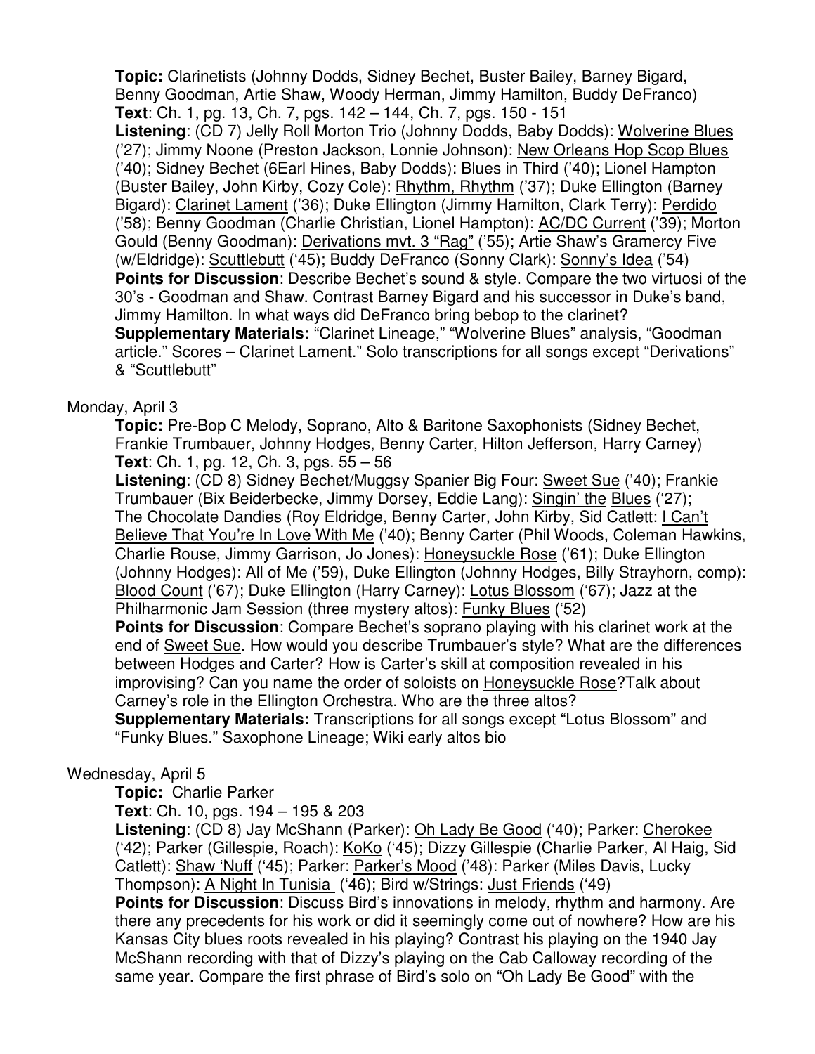**Topic:** Clarinetists (Johnny Dodds, Sidney Bechet, Buster Bailey, Barney Bigard, Benny Goodman, Artie Shaw, Woody Herman, Jimmy Hamilton, Buddy DeFranco)
**Text**: Ch. 1, pg. 13, Ch. 7, pgs. 142 – 144, Ch. 7, pgs. 150 - 151
**Listening**: (CD 7) Jelly Roll Morton Trio (Johnny Dodds, Baby Dodds): Wolverine Blues ('27); Jimmy Noone (Preston Jackson, Lonnie Johnson): New Orleans Hop Scop Blues ('40); Sidney Bechet (6Earl Hines, Baby Dodds): Blues in Third ('40); Lionel Hampton (Buster Bailey, John Kirby, Cozy Cole): Rhythm, Rhythm ('37); Duke Ellington (Barney Bigard): Clarinet Lament ('36); Duke Ellington (Jimmy Hamilton, Clark Terry): Perdido ('58); Benny Goodman (Charlie Christian, Lionel Hampton): AC/DC Current ('39); Morton Gould (Benny Goodman): Derivations mvt. 3 "Rag" ('55); Artie Shaw's Gramercy Five (w/Eldridge): Scuttlebutt ('45); Buddy DeFranco (Sonny Clark): Sonny's Idea ('54)
**Points for Discussion**: Describe Bechet's sound & style. Compare the two virtuosi of the 30's - Goodman and Shaw. Contrast Barney Bigard and his successor in Duke's band, Jimmy Hamilton. In what ways did DeFranco bring bebop to the clarinet?
**Supplementary Materials:** "Clarinet Lineage," "Wolverine Blues" analysis, "Goodman article." Scores – Clarinet Lament." Solo transcriptions for all songs except "Derivations" & "Scuttlebutt"

Monday, April 3

**Topic:** Pre-Bop C Melody, Soprano, Alto & Baritone Saxophonists (Sidney Bechet, Frankie Trumbauer, Johnny Hodges, Benny Carter, Hilton Jefferson, Harry Carney)
**Text**: Ch. 1, pg. 12, Ch. 3, pgs. 55 – 56
**Listening**: (CD 8) Sidney Bechet/Muggsy Spanier Big Four: Sweet Sue ('40); Frankie Trumbauer (Bix Beiderbecke, Jimmy Dorsey, Eddie Lang): Singin' the Blues ('27); The Chocolate Dandies (Roy Eldridge, Benny Carter, John Kirby, Sid Catlett: I Can't Believe That You're In Love With Me ('40); Benny Carter (Phil Woods, Coleman Hawkins, Charlie Rouse, Jimmy Garrison, Jo Jones): Honeysuckle Rose ('61); Duke Ellington (Johnny Hodges): All of Me ('59), Duke Ellington (Johnny Hodges, Billy Strayhorn, comp): Blood Count ('67); Duke Ellington (Harry Carney): Lotus Blossom ('67); Jazz at the Philharmonic Jam Session (three mystery altos): Funky Blues ('52)
**Points for Discussion**: Compare Bechet's soprano playing with his clarinet work at the end of Sweet Sue. How would you describe Trumbauer's style? What are the differences between Hodges and Carter? How is Carter's skill at composition revealed in his improvising? Can you name the order of soloists on Honeysuckle Rose?Talk about Carney's role in the Ellington Orchestra. Who are the three altos?
**Supplementary Materials:** Transcriptions for all songs except "Lotus Blossom" and "Funky Blues." Saxophone Lineage; Wiki early altos bio

Wednesday, April 5

**Topic:** Charlie Parker
**Text**: Ch. 10, pgs. 194 – 195 & 203
**Listening**: (CD 8) Jay McShann (Parker): Oh Lady Be Good ('40); Parker: Cherokee ('42); Parker (Gillespie, Roach): KoKo ('45); Dizzy Gillespie (Charlie Parker, Al Haig, Sid Catlett): Shaw 'Nuff ('45); Parker: Parker's Mood ('48): Parker (Miles Davis, Lucky Thompson): A Night In Tunisia ('46); Bird w/Strings: Just Friends ('49)
**Points for Discussion**: Discuss Bird's innovations in melody, rhythm and harmony. Are there any precedents for his work or did it seemingly come out of nowhere? How are his Kansas City blues roots revealed in his playing? Contrast his playing on the 1940 Jay McShann recording with that of Dizzy's playing on the Cab Calloway recording of the same year. Compare the first phrase of Bird's solo on "Oh Lady Be Good" with the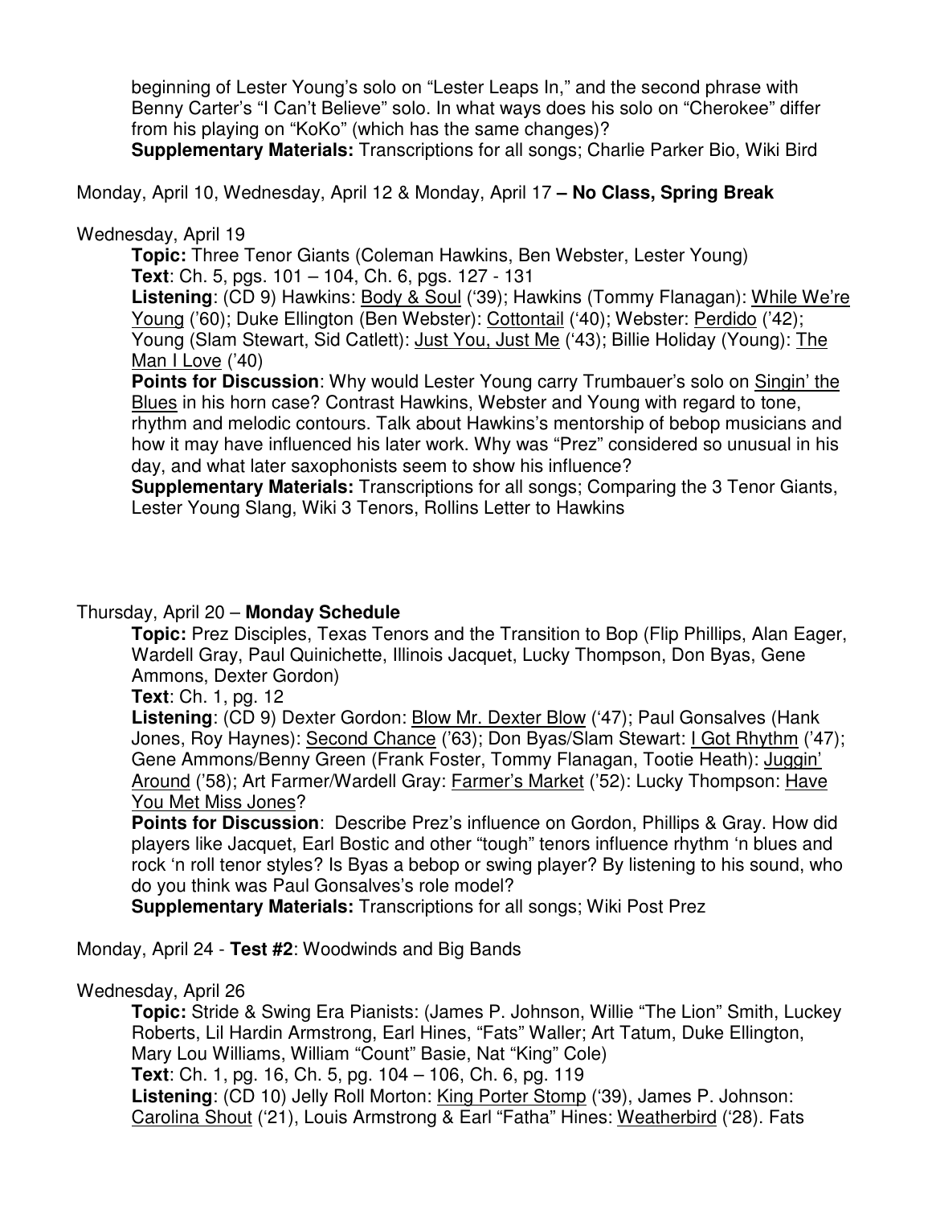beginning of Lester Young's solo on "Lester Leaps In," and the second phrase with Benny Carter's "I Can't Believe" solo. In what ways does his solo on "Cherokee" differ from his playing on "KoKo" (which has the same changes)?
**Supplementary Materials:** Transcriptions for all songs; Charlie Parker Bio, Wiki Bird

Monday, April 10, Wednesday, April 12 & Monday, April 17 **– No Class, Spring Break**

Wednesday, April 19

**Topic:** Three Tenor Giants (Coleman Hawkins, Ben Webster, Lester Young)
**Text**: Ch. 5, pgs. 101 – 104, Ch. 6, pgs. 127 - 131
**Listening**: (CD 9) Hawkins: Body & Soul ('39); Hawkins (Tommy Flanagan): While We're Young ('60); Duke Ellington (Ben Webster): Cottontail ('40); Webster: Perdido ('42); Young (Slam Stewart, Sid Catlett): Just You, Just Me ('43); Billie Holiday (Young): The Man I Love ('40)
**Points for Discussion**: Why would Lester Young carry Trumbauer's solo on Singin' the Blues in his horn case? Contrast Hawkins, Webster and Young with regard to tone, rhythm and melodic contours. Talk about Hawkins's mentorship of bebop musicians and how it may have influenced his later work. Why was "Prez" considered so unusual in his day, and what later saxophonists seem to show his influence?
**Supplementary Materials:** Transcriptions for all songs; Comparing the 3 Tenor Giants, Lester Young Slang, Wiki 3 Tenors, Rollins Letter to Hawkins

Thursday, April 20 – **Monday Schedule**

**Topic:** Prez Disciples, Texas Tenors and the Transition to Bop (Flip Phillips, Alan Eager, Wardell Gray, Paul Quinichette, Illinois Jacquet, Lucky Thompson, Don Byas, Gene Ammons, Dexter Gordon)
**Text**: Ch. 1, pg. 12
**Listening**: (CD 9) Dexter Gordon: Blow Mr. Dexter Blow ('47); Paul Gonsalves (Hank Jones, Roy Haynes): Second Chance ('63); Don Byas/Slam Stewart: I Got Rhythm ('47); Gene Ammons/Benny Green (Frank Foster, Tommy Flanagan, Tootie Heath): Juggin' Around ('58); Art Farmer/Wardell Gray: Farmer's Market ('52): Lucky Thompson: Have You Met Miss Jones?
**Points for Discussion**: Describe Prez's influence on Gordon, Phillips & Gray. How did players like Jacquet, Earl Bostic and other "tough" tenors influence rhythm 'n blues and rock 'n roll tenor styles? Is Byas a bebop or swing player? By listening to his sound, who do you think was Paul Gonsalves's role model?
**Supplementary Materials:** Transcriptions for all songs; Wiki Post Prez

Monday, April 24 - **Test #2**: Woodwinds and Big Bands

Wednesday, April 26

**Topic:** Stride & Swing Era Pianists: (James P. Johnson, Willie "The Lion" Smith, Luckey Roberts, Lil Hardin Armstrong, Earl Hines, "Fats" Waller; Art Tatum, Duke Ellington, Mary Lou Williams, William "Count" Basie, Nat "King" Cole)
**Text**: Ch. 1, pg. 16, Ch. 5, pg. 104 – 106, Ch. 6, pg. 119
**Listening**: (CD 10) Jelly Roll Morton: King Porter Stomp ('39), James P. Johnson: Carolina Shout ('21), Louis Armstrong & Earl "Fatha" Hines: Weatherbird ('28). Fats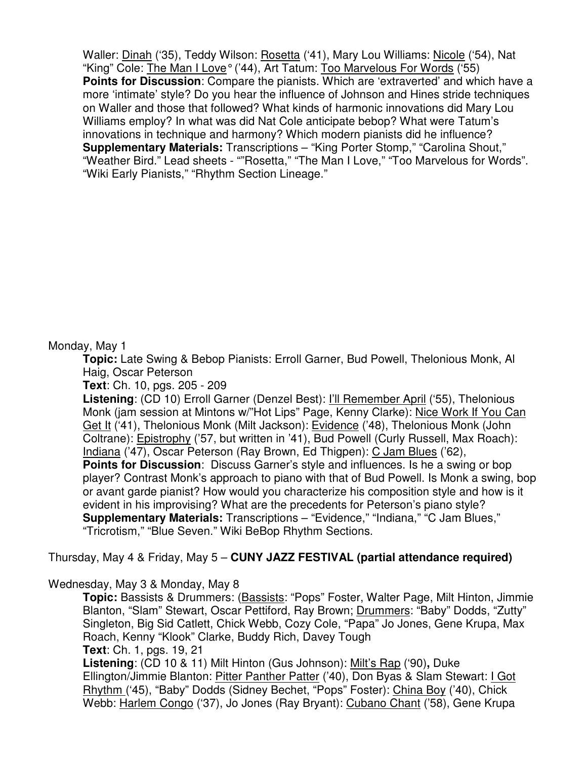Waller: <u>Dinah</u> ('35), Teddy Wilson: <u>Rosetta</u> ('41), Mary Lou Williams: <u>Nicole</u> ('54), Nat "King" Cole: <u>The Man I Love°</u> ('44), Art Tatum: <u>Too Marvelous For Words</u> ('55)
**Points for Discussion**: Compare the pianists. Which are 'extraverted' and which have a more 'intimate' style? Do you hear the influence of Johnson and Hines stride techniques on Waller and those that followed? What kinds of harmonic innovations did Mary Lou Williams employ? In what was did Nat Cole anticipate bebop? What were Tatum's innovations in technique and harmony? Which modern pianists did he influence?
**Supplementary Materials:** Transcriptions – "King Porter Stomp," "Carolina Shout," "Weather Bird." Lead sheets - ""Rosetta," "The Man I Love," "Too Marvelous for Words". "Wiki Early Pianists," "Rhythm Section Lineage."

Monday, May 1

**Topic:** Late Swing & Bebop Pianists: Erroll Garner, Bud Powell, Thelonious Monk, Al Haig, Oscar Peterson
**Text**: Ch. 10, pgs. 205 - 209
**Listening**: (CD 10) Erroll Garner (Denzel Best): <u>I'll Remember April</u> ('55), Thelonious Monk (jam session at Mintons w/"Hot Lips" Page, Kenny Clarke): <u>Nice Work If You Can Get It</u> ('41), Thelonious Monk (Milt Jackson): <u>Evidence</u> ('48), Thelonious Monk (John Coltrane): <u>Epistrophy</u> ('57, but written in '41), Bud Powell (Curly Russell, Max Roach): <u>Indiana</u> ('47), Oscar Peterson (Ray Brown, Ed Thigpen): <u>C Jam Blues</u> ('62),
**Points for Discussion**: Discuss Garner's style and influences. Is he a swing or bop player? Contrast Monk's approach to piano with that of Bud Powell. Is Monk a swing, bop or avant garde pianist? How would you characterize his composition style and how is it evident in his improvising? What are the precedents for Peterson's piano style?
**Supplementary Materials:** Transcriptions – "Evidence," "Indiana," "C Jam Blues," "Tricrotism," "Blue Seven." Wiki BeBop Rhythm Sections.

Thursday, May 4 & Friday, May 5 – **CUNY JAZZ FESTIVAL (partial attendance required)**

Wednesday, May 3 & Monday, May 8

**Topic:** Bassists & Drummers: (<u>Bassists</u>: "Pops" Foster, Walter Page, Milt Hinton, Jimmie Blanton, "Slam" Stewart, Oscar Pettiford, Ray Brown; <u>Drummers</u>: "Baby" Dodds, "Zutty" Singleton, Big Sid Catlett, Chick Webb, Cozy Cole, "Papa" Jo Jones, Gene Krupa, Max Roach, Kenny "Klook" Clarke, Buddy Rich, Davey Tough
**Text**: Ch. 1, pgs. 19, 21
**Listening**: (CD 10 & 11) Milt Hinton (Gus Johnson): <u>Milt's Rap</u> ('90)**,** Duke Ellington/Jimmie Blanton: <u>Pitter Panther Patter</u> ('40), Don Byas & Slam Stewart: <u>I Got Rhythm</u> ('45), "Baby" Dodds (Sidney Bechet, "Pops" Foster): <u>China Boy</u> ('40), Chick Webb: <u>Harlem Congo</u> ('37), Jo Jones (Ray Bryant): <u>Cubano Chant</u> ('58), Gene Krupa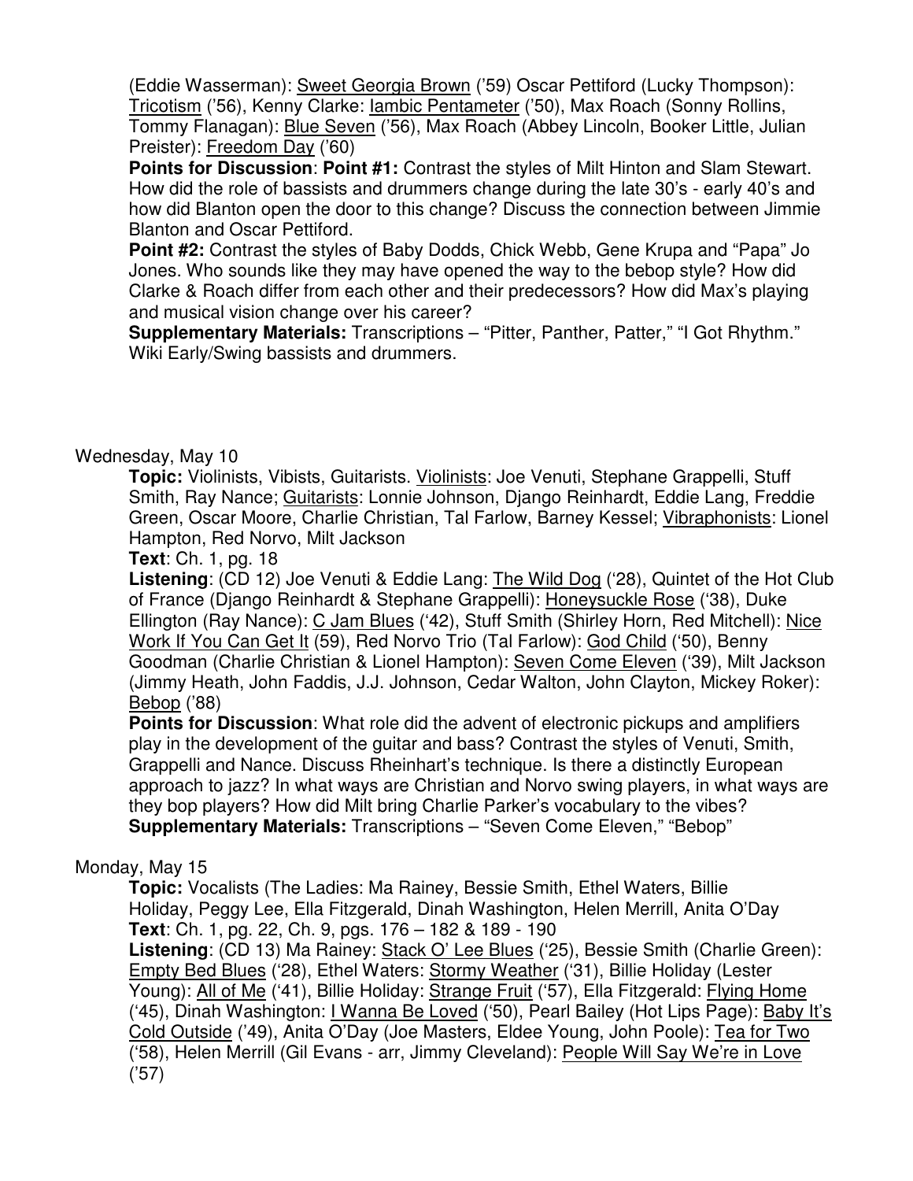(Eddie Wasserman): Sweet Georgia Brown ('59) Oscar Pettiford (Lucky Thompson): Tricotism ('56), Kenny Clarke: Iambic Pentameter ('50), Max Roach (Sonny Rollins, Tommy Flanagan): Blue Seven ('56), Max Roach (Abbey Lincoln, Booker Little, Julian Preister): Freedom Day ('60)

**Points for Discussion**: **Point #1:** Contrast the styles of Milt Hinton and Slam Stewart. How did the role of bassists and drummers change during the late 30's - early 40's and how did Blanton open the door to this change? Discuss the connection between Jimmie Blanton and Oscar Pettiford.

**Point #2:** Contrast the styles of Baby Dodds, Chick Webb, Gene Krupa and "Papa" Jo Jones. Who sounds like they may have opened the way to the bebop style? How did Clarke & Roach differ from each other and their predecessors? How did Max's playing and musical vision change over his career?

**Supplementary Materials:** Transcriptions – "Pitter, Panther, Patter," "I Got Rhythm." Wiki Early/Swing bassists and drummers.

Wednesday, May 10

**Topic:** Violinists, Vibists, Guitarists. Violinists: Joe Venuti, Stephane Grappelli, Stuff Smith, Ray Nance; Guitarists: Lonnie Johnson, Django Reinhardt, Eddie Lang, Freddie Green, Oscar Moore, Charlie Christian, Tal Farlow, Barney Kessel; Vibraphonists: Lionel Hampton, Red Norvo, Milt Jackson

**Text**: Ch. 1, pg. 18

**Listening**: (CD 12) Joe Venuti & Eddie Lang: The Wild Dog ('28), Quintet of the Hot Club of France (Django Reinhardt & Stephane Grappelli): Honeysuckle Rose ('38), Duke Ellington (Ray Nance): C Jam Blues ('42), Stuff Smith (Shirley Horn, Red Mitchell): Nice Work If You Can Get It (59), Red Norvo Trio (Tal Farlow): God Child ('50), Benny Goodman (Charlie Christian & Lionel Hampton): Seven Come Eleven ('39), Milt Jackson (Jimmy Heath, John Faddis, J.J. Johnson, Cedar Walton, John Clayton, Mickey Roker): Bebop ('88)

**Points for Discussion**: What role did the advent of electronic pickups and amplifiers play in the development of the guitar and bass? Contrast the styles of Venuti, Smith, Grappelli and Nance. Discuss Rheinhart's technique. Is there a distinctly European approach to jazz? In what ways are Christian and Norvo swing players, in what ways are they bop players? How did Milt bring Charlie Parker's vocabulary to the vibes?

**Supplementary Materials:** Transcriptions – "Seven Come Eleven," "Bebop"

Monday, May 15

**Topic:** Vocalists (The Ladies: Ma Rainey, Bessie Smith, Ethel Waters, Billie Holiday, Peggy Lee, Ella Fitzgerald, Dinah Washington, Helen Merrill, Anita O'Day

**Text**: Ch. 1, pg. 22, Ch. 9, pgs. 176 – 182 & 189 - 190

**Listening**: (CD 13) Ma Rainey: Stack O' Lee Blues ('25), Bessie Smith (Charlie Green): Empty Bed Blues ('28), Ethel Waters: Stormy Weather ('31), Billie Holiday (Lester Young): All of Me ('41), Billie Holiday: Strange Fruit ('57), Ella Fitzgerald: Flying Home ('45), Dinah Washington: I Wanna Be Loved ('50), Pearl Bailey (Hot Lips Page): Baby It's Cold Outside ('49), Anita O'Day (Joe Masters, Eldee Young, John Poole): Tea for Two ('58), Helen Merrill (Gil Evans - arr, Jimmy Cleveland): People Will Say We're in Love ('57)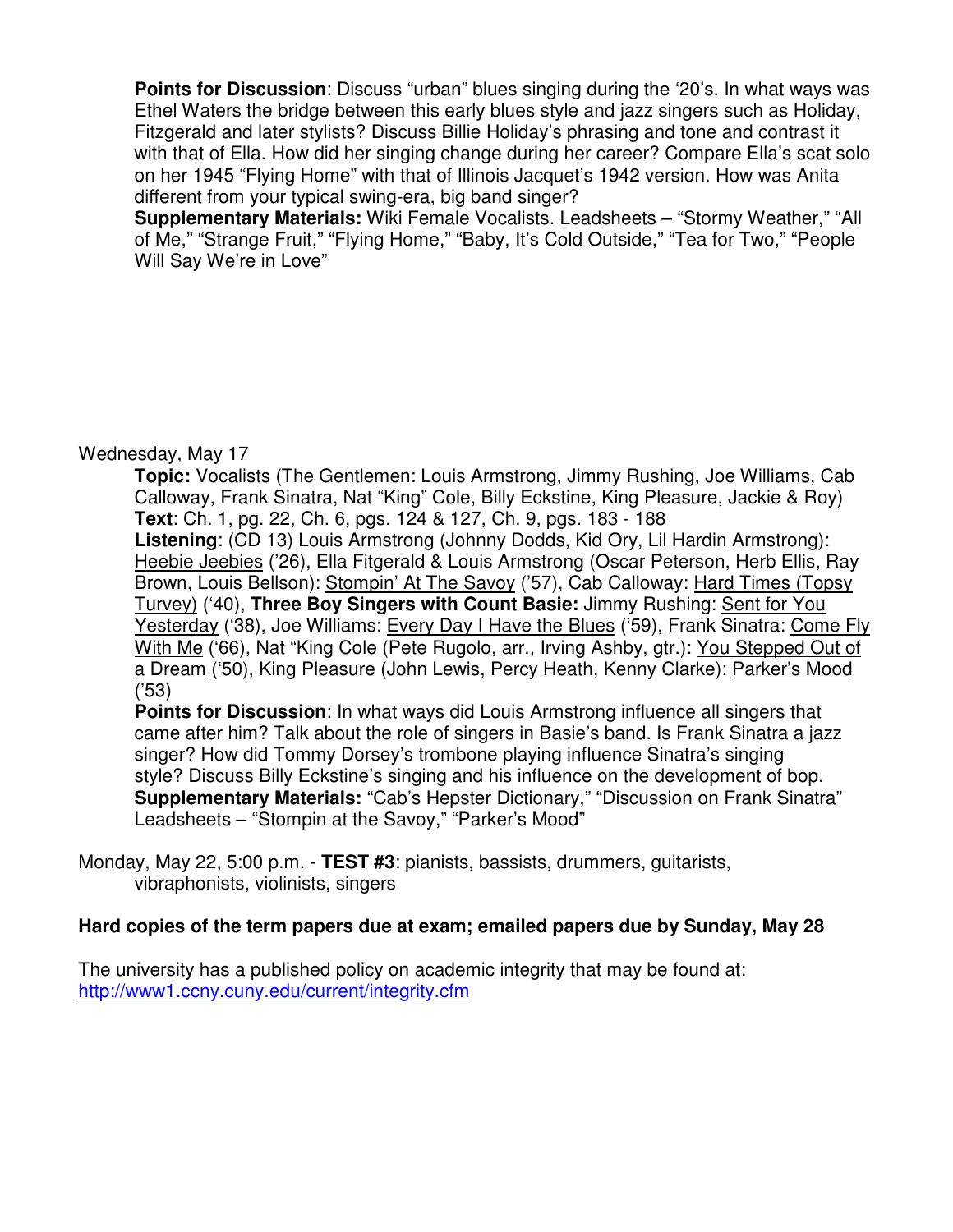**Points for Discussion**: Discuss "urban" blues singing during the '20's. In what ways was Ethel Waters the bridge between this early blues style and jazz singers such as Holiday, Fitzgerald and later stylists? Discuss Billie Holiday's phrasing and tone and contrast it with that of Ella. How did her singing change during her career? Compare Ella's scat solo on her 1945 "Flying Home" with that of Illinois Jacquet's 1942 version. How was Anita different from your typical swing-era, big band singer?
**Supplementary Materials:** Wiki Female Vocalists. Leadsheets – "Stormy Weather," "All of Me," "Strange Fruit," "Flying Home," "Baby, It's Cold Outside," "Tea for Two," "People Will Say We're in Love"

Wednesday, May 17

**Topic:** Vocalists (The Gentlemen: Louis Armstrong, Jimmy Rushing, Joe Williams, Cab Calloway, Frank Sinatra, Nat "King" Cole, Billy Eckstine, King Pleasure, Jackie & Roy)
**Text**: Ch. 1, pg. 22, Ch. 6, pgs. 124 & 127, Ch. 9, pgs. 183 - 188
**Listening**: (CD 13) Louis Armstrong (Johnny Dodds, Kid Ory, Lil Hardin Armstrong): <u>Heebie Jeebies</u> ('26), Ella Fitgerald & Louis Armstrong (Oscar Peterson, Herb Ellis, Ray Brown, Louis Bellson): <u>Stompin' At The Savoy</u> ('57), Cab Calloway: <u>Hard Times (Topsy Turvey)</u> ('40), **Three Boy Singers with Count Basie:** Jimmy Rushing: <u>Sent for You Yesterday</u> ('38), Joe Williams: <u>Every Day I Have the Blues</u> ('59), Frank Sinatra: <u>Come Fly With Me</u> ('66), Nat "King Cole (Pete Rugolo, arr., Irving Ashby, gtr.): <u>You Stepped Out of a Dream</u> ('50), King Pleasure (John Lewis, Percy Heath, Kenny Clarke): <u>Parker's Mood</u> ('53)
**Points for Discussion**: In what ways did Louis Armstrong influence all singers that came after him? Talk about the role of singers in Basie's band. Is Frank Sinatra a jazz singer? How did Tommy Dorsey's trombone playing influence Sinatra's singing style? Discuss Billy Eckstine's singing and his influence on the development of bop.
**Supplementary Materials:** "Cab's Hepster Dictionary," "Discussion on Frank Sinatra" Leadsheets – "Stompin at the Savoy," "Parker's Mood"

Monday, May 22, 5:00 p.m. - **TEST #3**: pianists, bassists, drummers, guitarists, vibraphonists, violinists, singers

**Hard copies of the term papers due at exam; emailed papers due by Sunday, May 28**

The university has a published policy on academic integrity that may be found at:
http://www1.ccny.cuny.edu/current/integrity.cfm